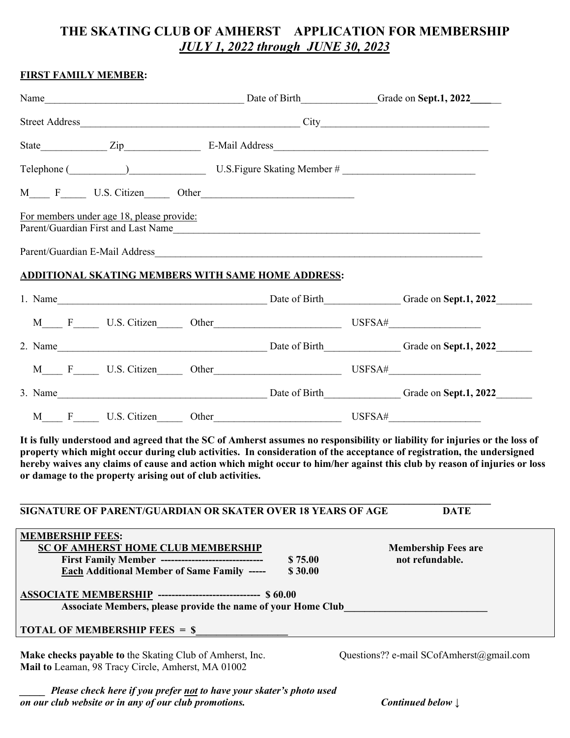# THE SKATING CLUB OF AMHERST APPLICATION FOR MEMBERSHIP

## *JULY 1, 2022 through JUNE 30, 2023*

**FIRST FAMILY MEMBER:**

Name_______________________________________ Date of Birth______________ Grade on **Sept.1, 2022**______

Street Address___________________________________________ City________________________________

State____________ Zip______________ E-Mail Address_________________________________________

Telephone (__________)______________ U.S.Figure Skating Member # __________________________

M____ F_____ U.S. Citizen_____ Other_____________________________

For members under age 18, please provide:
Parent/Guardian First and Last Name____________________________________________________________

Parent/Guardian E-Mail Address_________________________________________________________________

**ADDITIONAL SKATING MEMBERS WITH SAME HOME ADDRESS:**

1. Name_________________________________________ Date of Birth______________ Grade on **Sept.1, 2022**_______

   M____ F_____ U.S. Citizen_____ Other_________________________ USFSA#_________________

2. Name_________________________________________ Date of Birth______________ Grade on **Sept.1, 2022**_______

   M____ F_____ U.S. Citizen_____ Other_________________________ USFSA#_________________

3. Name_________________________________________ Date of Birth______________ Grade on **Sept.1, 2022**_______

   M____ F_____ U.S. Citizen_____ Other_________________________ USFSA#_________________

**It is fully understood and agreed that the SC of Amherst assumes no responsibility or liability for injuries or the loss of property which might occur during club activities. In consideration of the acceptance of registration, the undersigned hereby waives any claims of cause and action which might occur to him/her against this club by reason of injuries or loss or damage to the property arising out of club activities.**

______________________________________________________________________________________

**SIGNATURE OF PARENT/GUARDIAN OR SKATER OVER 18 YEARS OF AGE DATE**

**MEMBERSHIP FEES:**

**SC OF AMHERST HOME CLUB MEMBERSHIP**

**First Family Member ------------------------------ $ 75.00**

**Each Additional Member of Same Family ----- $ 30.00**

**Membership Fees are not refundable.**

**ASSOCIATE MEMBERSHIP ------------------------------ $ 60.00**

**Associate Members, please provide the name of your Home Club___________________________**

**TOTAL OF MEMBERSHIP FEES = $_________________**

**Make checks payable to** the Skating Club of Amherst, Inc.
**Mail to** Leaman, 98 Tracy Circle, Amherst, MA 01002

Questions?? e-mail SCofAmherst@gmail.com

_____ ***Please check here if you prefer not to have your skater's photo used on our club website or in any of our club promotions.***

***Continued below ↓***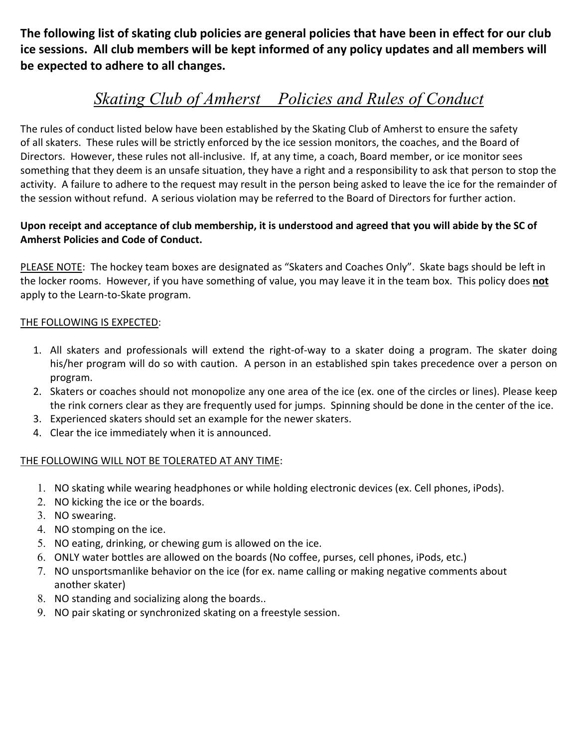**The following list of skating club policies are general policies that have been in effect for our club ice sessions. All club members will be kept informed of any policy updates and all members will be expected to adhere to all changes.**

# *Skating Club of Amherst Policies and Rules of Conduct*

The rules of conduct listed below have been established by the Skating Club of Amherst to ensure the safety of all skaters. These rules will be strictly enforced by the ice session monitors, the coaches, and the Board of Directors. However, these rules not all-inclusive. If, at any time, a coach, Board member, or ice monitor sees something that they deem is an unsafe situation, they have a right and a responsibility to ask that person to stop the activity. A failure to adhere to the request may result in the person being asked to leave the ice for the remainder of the session without refund. A serious violation may be referred to the Board of Directors for further action.

**Upon receipt and acceptance of club membership, it is understood and agreed that you will abide by the SC of Amherst Policies and Code of Conduct.**

<u>PLEASE NOTE</u>: The hockey team boxes are designated as "Skaters and Coaches Only". Skate bags should be left in the locker rooms. However, if you have something of value, you may leave it in the team box. This policy does <u>**not**</u> apply to the Learn-to-Skate program.

<u>THE FOLLOWING IS EXPECTED</u>:

1. All skaters and professionals will extend the right-of-way to a skater doing a program. The skater doing his/her program will do so with caution. A person in an established spin takes precedence over a person on program.
2. Skaters or coaches should not monopolize any one area of the ice (ex. one of the circles or lines). Please keep the rink corners clear as they are frequently used for jumps. Spinning should be done in the center of the ice.
3. Experienced skaters should set an example for the newer skaters.
4. Clear the ice immediately when it is announced.

<u>THE FOLLOWING WILL NOT BE TOLERATED AT ANY TIME</u>:

1. NO skating while wearing headphones or while holding electronic devices (ex. Cell phones, iPods).
2. NO kicking the ice or the boards.
3. NO swearing.
4. NO stomping on the ice.
5. NO eating, drinking, or chewing gum is allowed on the ice.
6. ONLY water bottles are allowed on the boards (No coffee, purses, cell phones, iPods, etc.)
7. NO unsportsmanlike behavior on the ice (for ex. name calling or making negative comments about another skater)
8. NO standing and socializing along the boards..
9. NO pair skating or synchronized skating on a freestyle session.